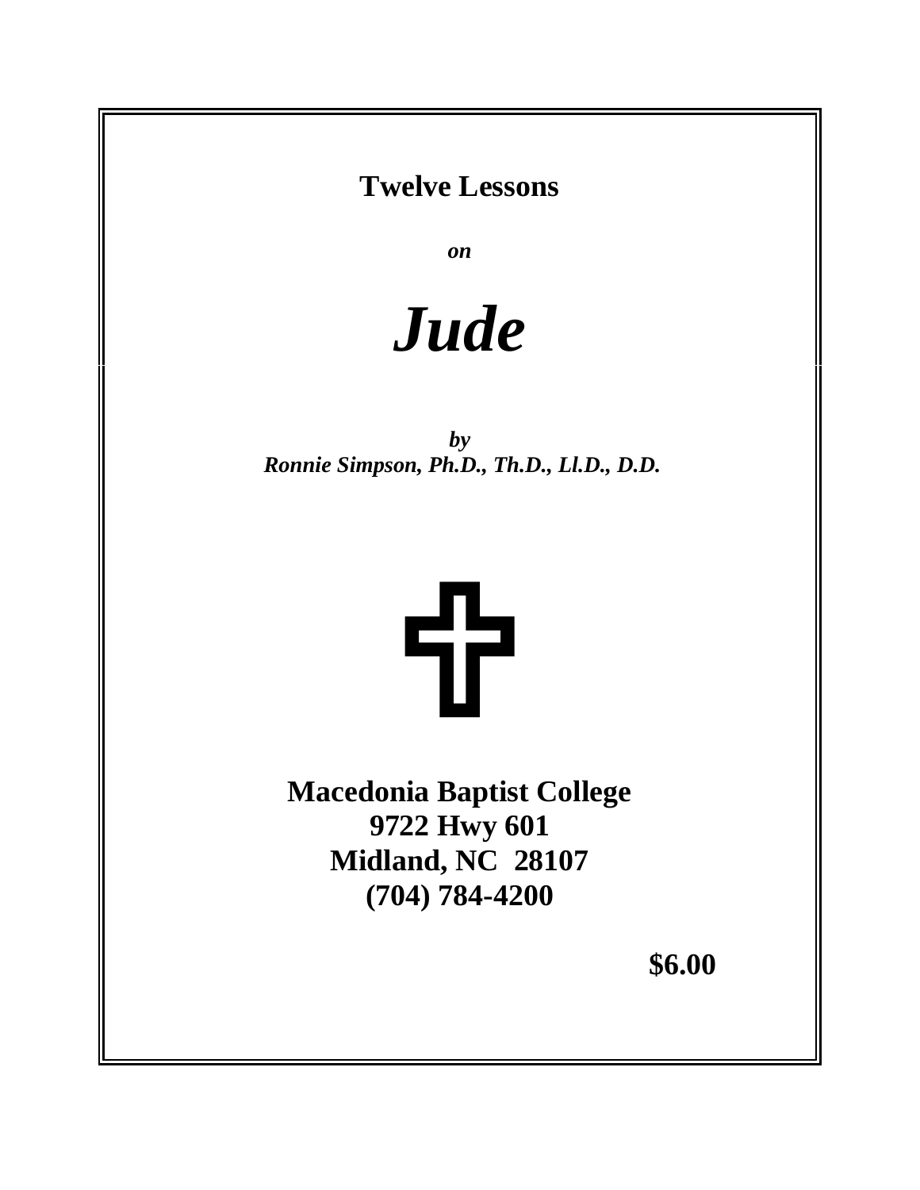**Twelve Lessons**

***on***

# ***Jude***

***by***
***Ronnie Simpson, Ph.D., Th.D., Ll.D., D.D.***

**Macedonia Baptist College**
**9722 Hwy 601**
**Midland, NC 28107**
**(704) 784-4200**

**$6.00**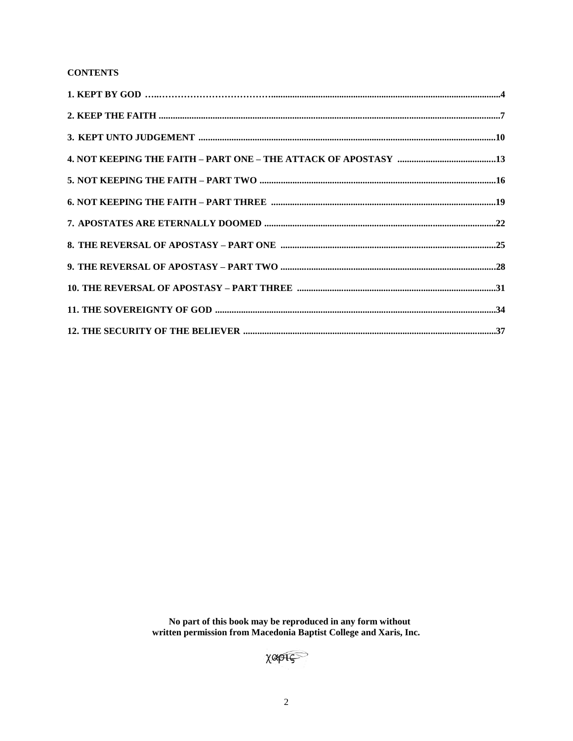**CONTENTS**

**1. KEPT BY GOD ....................................................4**

**2. KEEP THE FAITH ....................................................7**

**3. KEPT UNTO JUDGEMENT ....................................................10**

**4. NOT KEEPING THE FAITH – PART ONE – THE ATTACK OF APOSTASY ....................................................13**

**5. NOT KEEPING THE FAITH – PART TWO ....................................................16**

**6. NOT KEEPING THE FAITH – PART THREE ....................................................19**

**7. APOSTATES ARE ETERNALLY DOOMED ....................................................22**

**8. THE REVERSAL OF APOSTASY – PART ONE ....................................................25**

**9. THE REVERSAL OF APOSTASY – PART TWO ....................................................28**

**10. THE REVERSAL OF APOSTASY – PART THREE ....................................................31**

**11. THE SOVEREIGNTY OF GOD ....................................................34**

**12. THE SECURITY OF THE BELIEVER ....................................................37**

**No part of this book may be reproduced in any form without written permission from Macedonia Baptist College and Xaris, Inc.**

χαρις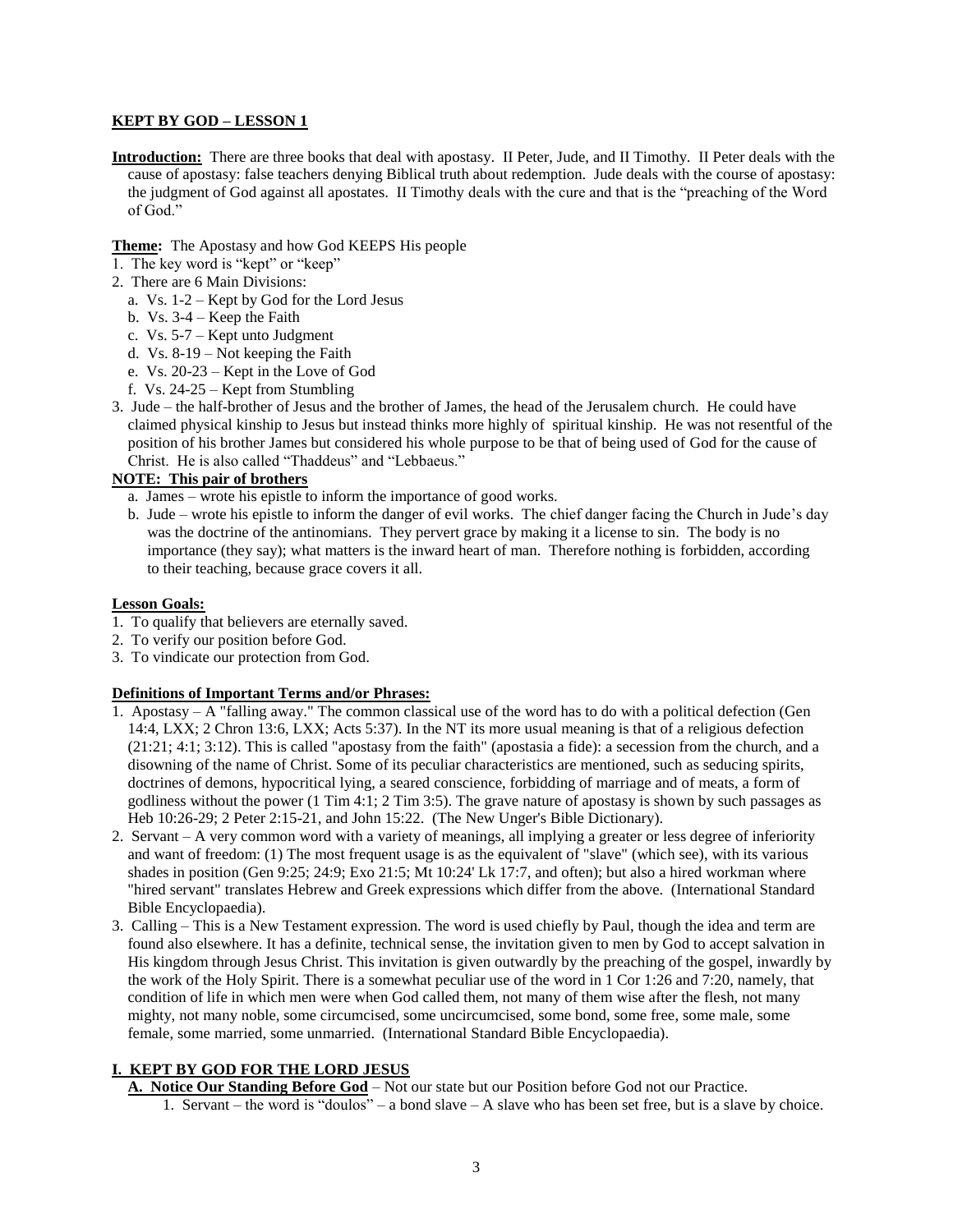**KEPT BY GOD – LESSON 1**

**Introduction:** There are three books that deal with apostasy. II Peter, Jude, and II Timothy. II Peter deals with the cause of apostasy: false teachers denying Biblical truth about redemption. Jude deals with the course of apostasy: the judgment of God against all apostates. II Timothy deals with the cure and that is the "preaching of the Word of God."

**Theme:** The Apostasy and how God KEEPS His people

1. The key word is "kept" or "keep"
2. There are 6 Main Divisions:
   a. Vs. 1-2 – Kept by God for the Lord Jesus
   b. Vs. 3-4 – Keep the Faith
   c. Vs. 5-7 – Kept unto Judgment
   d. Vs. 8-19 – Not keeping the Faith
   e. Vs. 20-23 – Kept in the Love of God
   f. Vs. 24-25 – Kept from Stumbling
3. Jude – the half-brother of Jesus and the brother of James, the head of the Jerusalem church. He could have claimed physical kinship to Jesus but instead thinks more highly of spiritual kinship. He was not resentful of the position of his brother James but considered his whole purpose to be that of being used of God for the cause of Christ. He is also called "Thaddeus" and "Lebbaeus."

**NOTE: This pair of brothers**

a. James – wrote his epistle to inform the importance of good works.
b. Jude – wrote his epistle to inform the danger of evil works. The chief danger facing the Church in Jude's day was the doctrine of the antinomians. They pervert grace by making it a license to sin. The body is no importance (they say); what matters is the inward heart of man. Therefore nothing is forbidden, according to their teaching, because grace covers it all.

**Lesson Goals:**

1. To qualify that believers are eternally saved.
2. To verify our position before God.
3. To vindicate our protection from God.

**Definitions of Important Terms and/or Phrases:**

1. Apostasy – A "falling away." The common classical use of the word has to do with a political defection (Gen 14:4, LXX; 2 Chron 13:6, LXX; Acts 5:37). In the NT its more usual meaning is that of a religious defection (21:21; 4:1; 3:12). This is called "apostasy from the faith" (apostasia a fide): a secession from the church, and a disowning of the name of Christ. Some of its peculiar characteristics are mentioned, such as seducing spirits, doctrines of demons, hypocritical lying, a seared conscience, forbidding of marriage and of meats, a form of godliness without the power (1 Tim 4:1; 2 Tim 3:5). The grave nature of apostasy is shown by such passages as Heb 10:26-29; 2 Peter 2:15-21, and John 15:22. (The New Unger's Bible Dictionary).
2. Servant – A very common word with a variety of meanings, all implying a greater or less degree of inferiority and want of freedom: (1) The most frequent usage is as the equivalent of "slave" (which see), with its various shades in position (Gen 9:25; 24:9; Exo 21:5; Mt 10:24' Lk 17:7, and often); but also a hired workman where "hired servant" translates Hebrew and Greek expressions which differ from the above. (International Standard Bible Encyclopaedia).
3. Calling – This is a New Testament expression. The word is used chiefly by Paul, though the idea and term are found also elsewhere. It has a definite, technical sense, the invitation given to men by God to accept salvation in His kingdom through Jesus Christ. This invitation is given outwardly by the preaching of the gospel, inwardly by the work of the Holy Spirit. There is a somewhat peculiar use of the word in 1 Cor 1:26 and 7:20, namely, that condition of life in which men were when God called them, not many of them wise after the flesh, not many mighty, not many noble, some circumcised, some uncircumcised, some bond, some free, some male, some female, some married, some unmarried. (International Standard Bible Encyclopaedia).

**I. KEPT BY GOD FOR THE LORD JESUS**

**A. Notice Our Standing Before God** – Not our state but our Position before God not our Practice.

1. Servant – the word is "doulos" – a bond slave – A slave who has been set free, but is a slave by choice.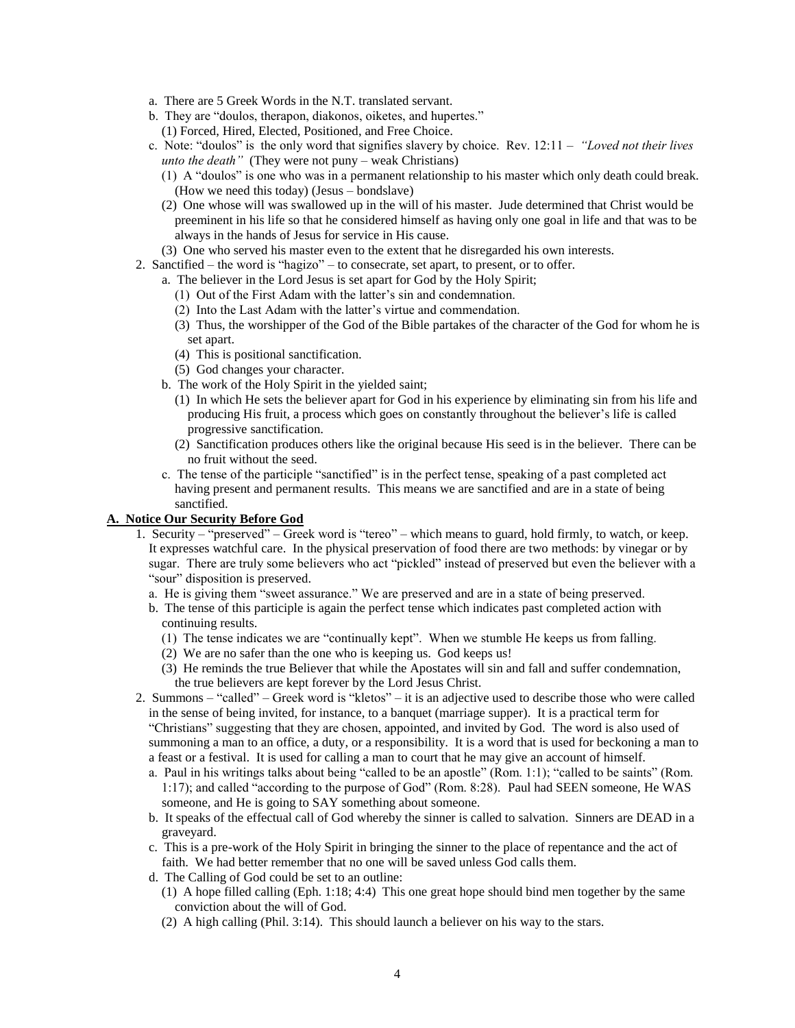a. There are 5 Greek Words in the N.T. translated servant.

b. They are "doulos, therapon, diakonos, oiketes, and hupertes."

   (1) Forced, Hired, Elected, Positioned, and Free Choice.

c. Note: "doulos" is the only word that signifies slavery by choice. Rev. 12:11 – *"Loved not their lives unto the death"* (They were not puny – weak Christians)

   (1) A "doulos" is one who was in a permanent relationship to his master which only death could break. (How we need this today) (Jesus – bondslave)

   (2) One whose will was swallowed up in the will of his master. Jude determined that Christ would be preeminent in his life so that he considered himself as having only one goal in life and that was to be always in the hands of Jesus for service in His cause.

   (3) One who served his master even to the extent that he disregarded his own interests.

2. Sanctified – the word is "hagizo" – to consecrate, set apart, to present, or to offer.

   a. The believer in the Lord Jesus is set apart for God by the Holy Spirit;

      (1) Out of the First Adam with the latter's sin and condemnation.

      (2) Into the Last Adam with the latter's virtue and commendation.

      (3) Thus, the worshipper of the God of the Bible partakes of the character of the God for whom he is set apart.

      (4) This is positional sanctification.

      (5) God changes your character.

   b. The work of the Holy Spirit in the yielded saint;

      (1) In which He sets the believer apart for God in his experience by eliminating sin from his life and producing His fruit, a process which goes on constantly throughout the believer's life is called progressive sanctification.

      (2) Sanctification produces others like the original because His seed is in the believer. There can be no fruit without the seed.

   c. The tense of the participle "sanctified" is in the perfect tense, speaking of a past completed act having present and permanent results. This means we are sanctified and are in a state of being sanctified.

**A. Notice Our Security Before God**

1. Security – "preserved" – Greek word is "tereo" – which means to guard, hold firmly, to watch, or keep. It expresses watchful care. In the physical preservation of food there are two methods: by vinegar or by sugar. There are truly some believers who act "pickled" instead of preserved but even the believer with a "sour" disposition is preserved.

   a. He is giving them "sweet assurance." We are preserved and are in a state of being preserved.

   b. The tense of this participle is again the perfect tense which indicates past completed action with continuing results.

      (1) The tense indicates we are "continually kept". When we stumble He keeps us from falling.

      (2) We are no safer than the one who is keeping us. God keeps us!

      (3) He reminds the true Believer that while the Apostates will sin and fall and suffer condemnation, the true believers are kept forever by the Lord Jesus Christ.

2. Summons – "called" – Greek word is "kletos" – it is an adjective used to describe those who were called in the sense of being invited, for instance, to a banquet (marriage supper). It is a practical term for "Christians" suggesting that they are chosen, appointed, and invited by God. The word is also used of summoning a man to an office, a duty, or a responsibility. It is a word that is used for beckoning a man to a feast or a festival. It is used for calling a man to court that he may give an account of himself.

   a. Paul in his writings talks about being "called to be an apostle" (Rom. 1:1); "called to be saints" (Rom. 1:17); and called "according to the purpose of God" (Rom. 8:28). Paul had SEEN someone, He WAS someone, and He is going to SAY something about someone.

   b. It speaks of the effectual call of God whereby the sinner is called to salvation. Sinners are DEAD in a graveyard.

   c. This is a pre-work of the Holy Spirit in bringing the sinner to the place of repentance and the act of faith. We had better remember that no one will be saved unless God calls them.

   d. The Calling of God could be set to an outline:

      (1) A hope filled calling (Eph. 1:18; 4:4) This one great hope should bind men together by the same conviction about the will of God.

      (2) A high calling (Phil. 3:14). This should launch a believer on his way to the stars.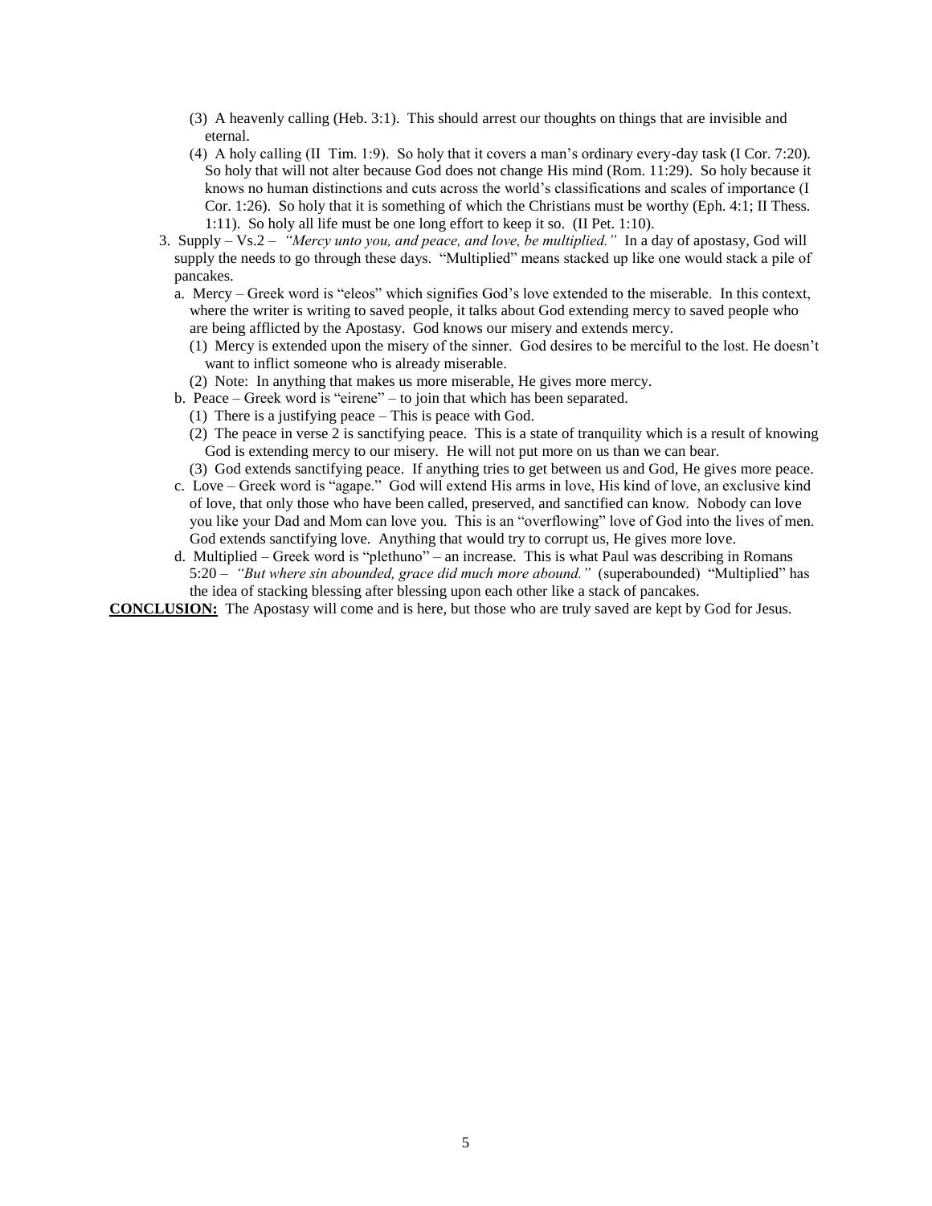(3) A heavenly calling (Heb. 3:1). This should arrest our thoughts on things that are invisible and eternal.

(4) A holy calling (II Tim. 1:9). So holy that it covers a man's ordinary every-day task (I Cor. 7:20). So holy that will not alter because God does not change His mind (Rom. 11:29). So holy because it knows no human distinctions and cuts across the world's classifications and scales of importance (I Cor. 1:26). So holy that it is something of which the Christians must be worthy (Eph. 4:1; II Thess. 1:11). So holy all life must be one long effort to keep it so. (II Pet. 1:10).

3. Supply – Vs.2 – *"Mercy unto you, and peace, and love, be multiplied."* In a day of apostasy, God will supply the needs to go through these days. "Multiplied" means stacked up like one would stack a pile of pancakes.

a. Mercy – Greek word is "eleos" which signifies God's love extended to the miserable. In this context, where the writer is writing to saved people, it talks about God extending mercy to saved people who are being afflicted by the Apostasy. God knows our misery and extends mercy.

(1) Mercy is extended upon the misery of the sinner. God desires to be merciful to the lost. He doesn't want to inflict someone who is already miserable.

(2) Note: In anything that makes us more miserable, He gives more mercy.

b. Peace – Greek word is "eirene" – to join that which has been separated.

(1) There is a justifying peace – This is peace with God.

(2) The peace in verse 2 is sanctifying peace. This is a state of tranquility which is a result of knowing God is extending mercy to our misery. He will not put more on us than we can bear.

(3) God extends sanctifying peace. If anything tries to get between us and God, He gives more peace.

c. Love – Greek word is "agape." God will extend His arms in love, His kind of love, an exclusive kind of love, that only those who have been called, preserved, and sanctified can know. Nobody can love you like your Dad and Mom can love you. This is an "overflowing" love of God into the lives of men. God extends sanctifying love. Anything that would try to corrupt us, He gives more love.

d. Multiplied – Greek word is "plethuno" – an increase. This is what Paul was describing in Romans 5:20 – *"But where sin abounded, grace did much more abound."* (superabounded) "Multiplied" has the idea of stacking blessing after blessing upon each other like a stack of pancakes.

**CONCLUSION:** The Apostasy will come and is here, but those who are truly saved are kept by God for Jesus.